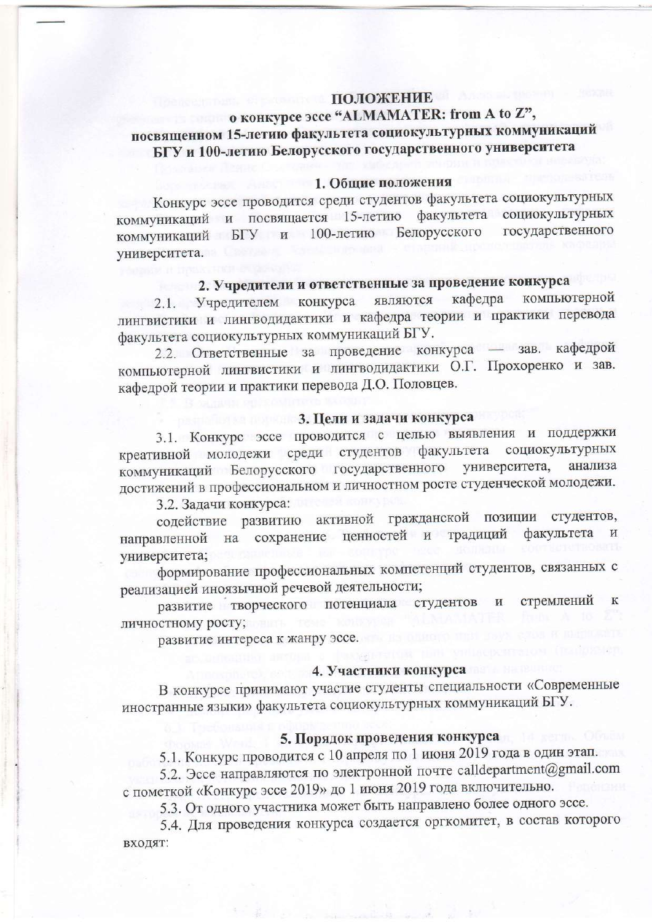# ПОЛОЖЕНИЕ
## о конкурсе эссе "ALMAMATER: from A to Z", посвященном 15-летию факультета социокультурных коммуникаций БГУ и 100-летию Белорусского государственного университета

### 1. Общие положения

Конкурс эссе проводится среди студентов факультета социокультурных коммуникаций и посвящается 15-летию факультета социокультурных коммуникаций БГУ и 100-летию Белорусского государственного университета.

### 2. Учредители и ответственные за проведение конкурса

2.1. Учредителем конкурса являются кафедра компьютерной лингвистики и лингводидактики и кафедра теории и практики перевода факультета социокультурных коммуникаций БГУ.

2.2. Ответственные за проведение конкурса — зав. кафедрой компьютерной лингвистики и лингводидактики О.Г. Прохоренко и зав. кафедрой теории и практики перевода Д.О. Половцев.

### 3. Цели и задачи конкурса

3.1. Конкурс эссе проводится с целью выявления и поддержки креативной молодежи среди студентов факультета социокультурных коммуникаций Белорусского государственного университета, анализа достижений в профессиональном и личностном росте студенческой молодежи.

3.2. Задачи конкурса:

содействие развитию активной гражданской позиции студентов, направленной на сохранение ценностей и традиций факультета и университета;

формирование профессиональных компетенций студентов, связанных с реализацией иноязычной речевой деятельности;

развитие творческого потенциала студентов и стремлений к личностному росту;

развитие интереса к жанру эссе.

### 4. Участники конкурса

В конкурсе принимают участие студенты специальности «Современные иностранные языки» факультета социокультурных коммуникаций БГУ.

### 5. Порядок проведения конкурса

5.1. Конкурс проводится с 10 апреля по 1 июня 2019 года в один этап.

5.2. Эссе направляются по электронной почте calldepartment@gmail.com с пометкой «Конкурс эссе 2019» до 1 июня 2019 года включительно.

5.3. От одного участника может быть направлено более одного эссе.

5.4. Для проведения конкурса создается оргкомитет, в состав которого входят: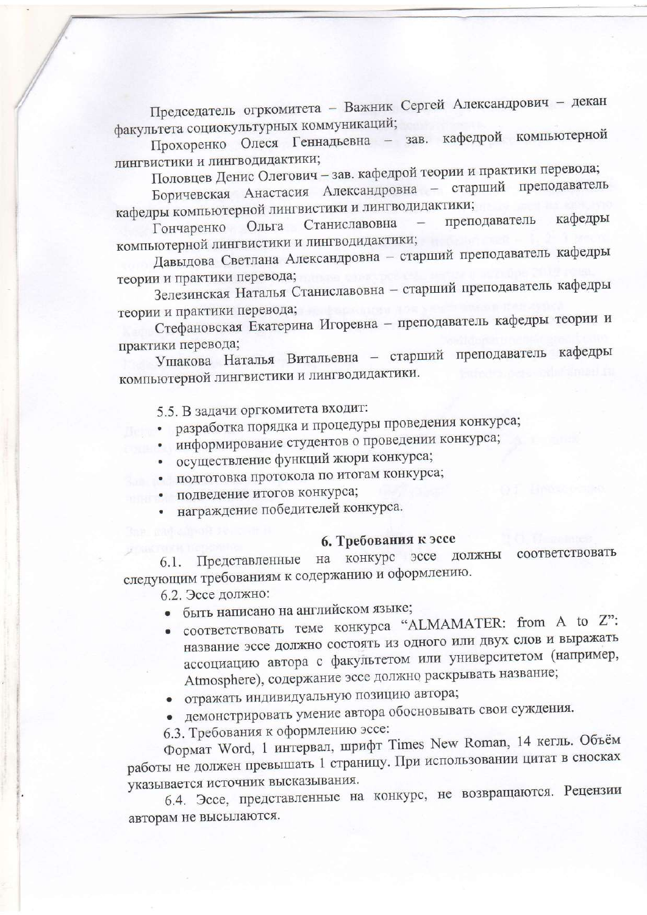Председатель огркомитета – Важник Сергей Александрович – декан факультета социокультурных коммуникаций;

Прохоренко Олеся Геннадьевна – зав. кафедрой компьютерной лингвистики и лингводидактики;

Половцев Денис Олегович – зав. кафедрой теории и практики перевода;

Боричевская Анастасия Александровна – старший преподаватель кафедры компьютерной лингвистики и лингводидактики;

Гончаренко Ольга Станиславовна – преподаватель кафедры компьютерной лингвистики и лингводидактики;

Давыдова Светлана Александровна – старший преподаватель кафедры теории и практики перевода;

Зелезинская Наталья Станиславовна – старший преподаватель кафедры теории и практики перевода;

Стефановская Екатерина Игоревна – преподаватель кафедры теории и практики перевода;

Ушакова Наталья Витальевна – старший преподаватель кафедры компьютерной лингвистики и лингводидактики.

5.5. В задачи оргкомитета входит:

- разработка порядка и процедуры проведения конкурса;
- информирование студентов о проведении конкурса;
- осуществление функций жюри конкурса;
- подготовка протокола по итогам конкурса;
- подведение итогов конкурса;
- награждение победителей конкурса.

## 6. Требования к эссе

6.1. Представленные на конкурс эссе должны соответствовать следующим требованиям к содержанию и оформлению.

6.2. Эссе должно:

- быть написано на английском языке;
- соответствовать теме конкурса "ALMAMATER: from A to Z": название эссе должно состоять из одного или двух слов и выражать ассоциацию автора с факультетом или университетом (например, Atmosphere), содержание эссе должно раскрывать название;
- отражать индивидуальную позицию автора;
- демонстрировать умение автора обосновывать свои суждения.

6.3. Требования к оформлению эссе:

Формат Word, 1 интервал, шрифт Times New Roman, 14 кегль. Объём работы не должен превышать 1 страницу. При использовании цитат в сносках указывается источник высказывания.

6.4. Эссе, представленные на конкурс, не возвращаются. Рецензии авторам не высылаются.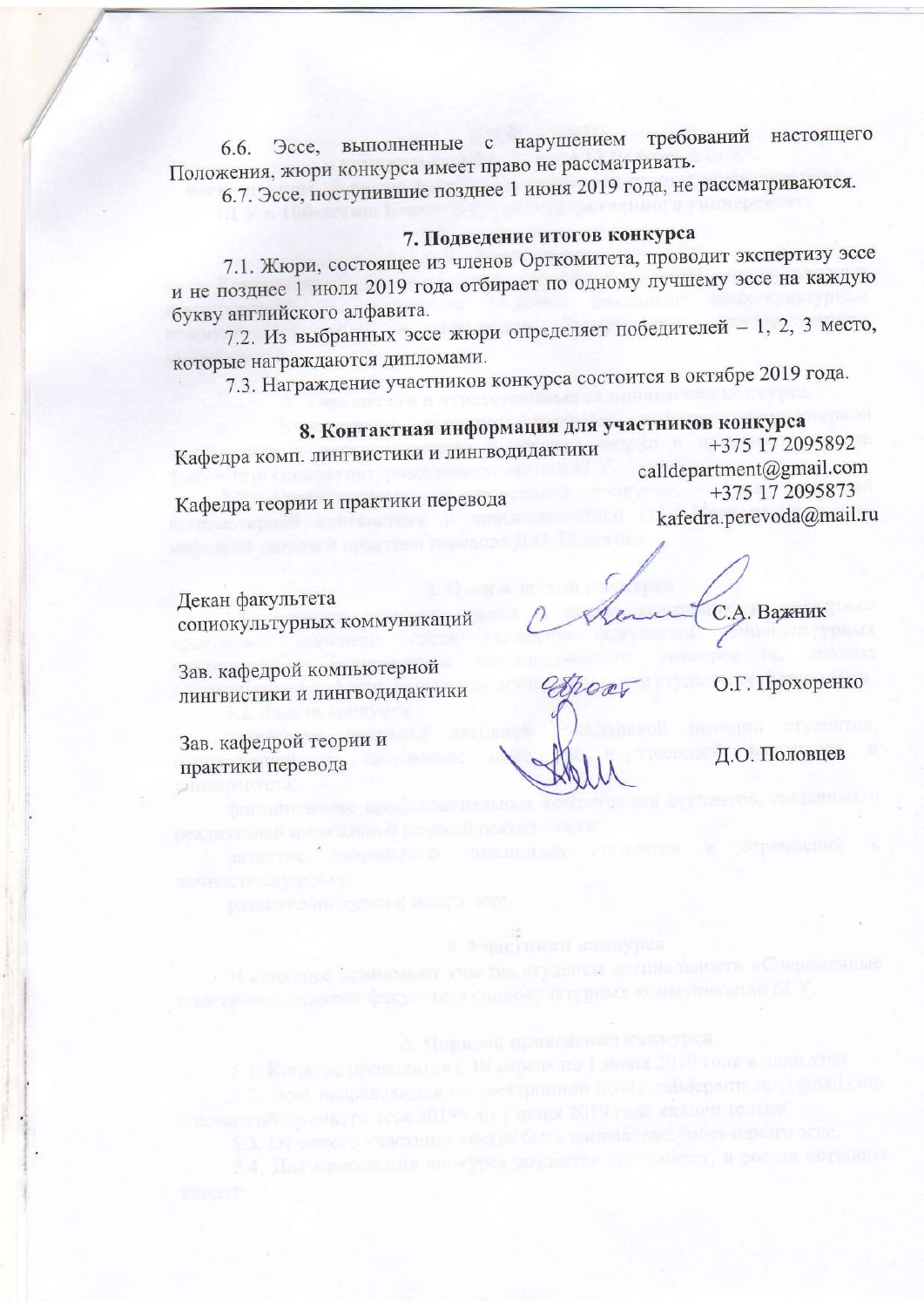6.6. Эссе, выполненные с нарушением требований настоящего Положения, жюри конкурса имеет право не рассматривать.

6.7. Эссе, поступившие позднее 1 июня 2019 года, не рассматриваются.

## 7. Подведение итогов конкурса

7.1. Жюри, состоящее из членов Оргкомитета, проводит экспертизу эссе и не позднее 1 июля 2019 года отбирает по одному лучшему эссе на каждую букву английского алфавита.

7.2. Из выбранных эссе жюри определяет победителей – 1, 2, 3 место, которые награждаются дипломами.

7.3. Награждение участников конкурса состоится в октябре 2019 года.

## 8. Контактная информация для участников конкурса

Кафедра комп. лингвистики и лингводидактики +375 17 2095892
calldepartment@gmail.com

Кафедра теории и практики перевода +375 17 2095873
kafedra.perevoda@mail.ru

Декан факультета социокультурных коммуникаций С.А. Важник

Зав. кафедрой компьютерной лингвистики и лингводидактики О.Г. Прохоренко

Зав. кафедрой теории и практики перевода Д.О. Половцев